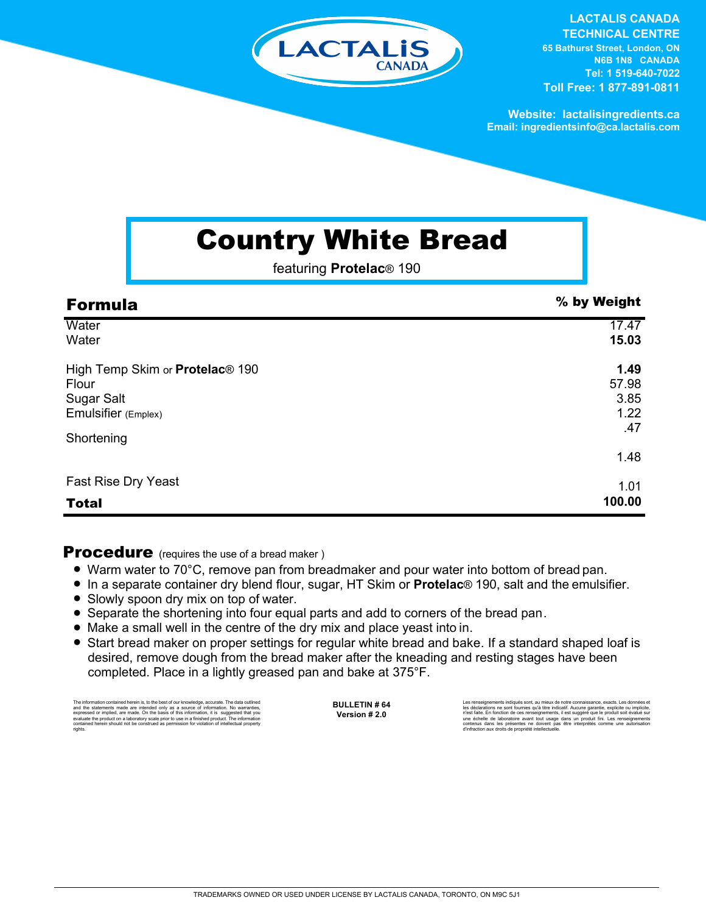LACTALIS CANADA
TECHNICAL CENTRE
65 Bathurst Street, London, ON
N6B 1N8 CANADA
Tel: 1 519-640-7022
Toll Free: 1 877-891-0811

Website: lactalisingredients.ca
Email: ingredientsinfo@ca.lactalis.com

# Country White Bread

featuring **Protelac**® 190

| **Formula** | **% by Weight** |
|---|---|
| Water | 17.47 |
| Water | **15.03** |
| High Temp Skim or **Protelac**® 190 | **1.49** |
| Flour | 57.98 |
| Sugar Salt | 3.85 |
| Emulsifier (Emplex) | 1.22 |
| | .47 |
| Shortening | |
| | 1.48 |
| Fast Rise Dry Yeast | 1.01 |
| **Total** | **100.00** |

## Procedure (requires the use of a bread maker )

- Warm water to 70°C, remove pan from breadmaker and pour water into bottom of bread pan.
- In a separate container dry blend flour, sugar, HT Skim or **Protelac**® 190, salt and the emulsifier.
- Slowly spoon dry mix on top of water.
- Separate the shortening into four equal parts and add to corners of the bread pan.
- Make a small well in the centre of the dry mix and place yeast into in.
- Start bread maker on proper settings for regular white bread and bake. If a standard shaped loaf is desired, remove dough from the bread maker after the kneading and resting stages have been completed. Place in a lightly greased pan and bake at 375°F.

The information contained herein is, to the best of our knowledge, accurate. The data outlined and the statements made are intended only as a source of information. No warranties, expressed or implied, are made. On the basis of this information, it is suggested that you evaluate the product on a laboratory scale prior to use in a finished product. The information contained herein should not be construed as permission for violation of intellectual property rights.

**BULLETIN # 64**
**Version # 2.0**

Les renseignements indiqués sont, au mieux de notre connaissance, exacts. Les données et les déclarations ne sont fournies qu'à titre indicatif. Aucune garantie, explicite ou implicite, n'est faite. En fonction de ces renseignements, il est suggéré que le produit soit évalué sur une échelle de laboratoire avant tout usage dans un produit fini. Les renseignements contenus dans les présentes ne doivent pas être interprétés comme une autorisation d'infraction aux droits de propriété intellectuelle.

TRADEMARKS OWNED OR USED UNDER LICENSE BY LACTALIS CANADA, TORONTO, ON M9C 5J1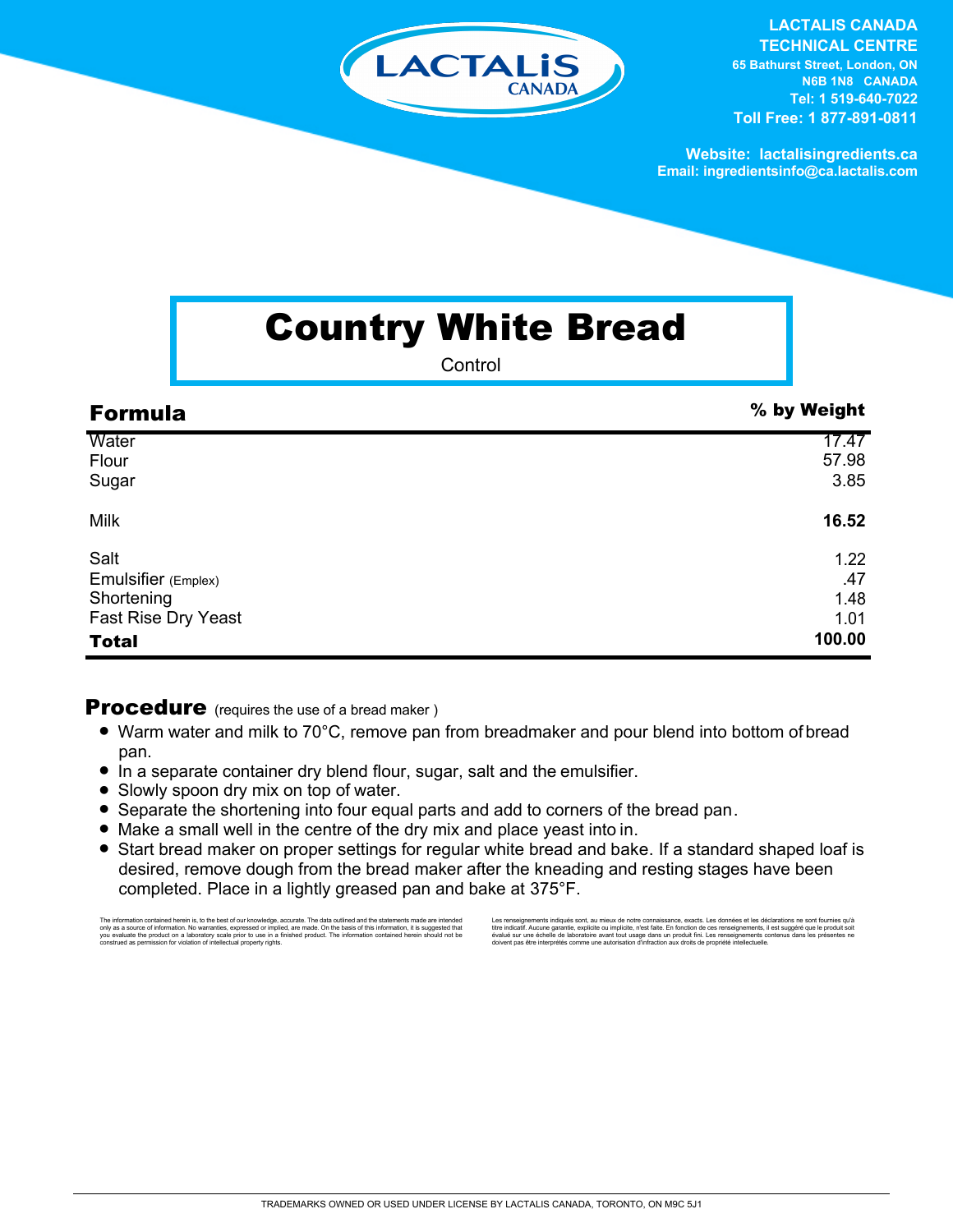**LACTALIS CANADA TECHNICAL CENTRE**
65 Bathurst Street, London, ON
N6B 1N8 CANADA
Tel: 1 519-640-7022
Toll Free: 1 877-891-0811

Website: lactalisingredients.ca
Email: ingredientsinfo@ca.lactalis.com

# Country White Bread

Control

| Formula | % by Weight |
| --- | --- |
| Water | 17.47 |
| Flour | 57.98 |
| Sugar | 3.85 |
| Milk | **16.52** |
| Salt | 1.22 |
| Emulsifier (Emplex) | .47 |
| Shortening | 1.48 |
| Fast Rise Dry Yeast | 1.01 |
| **Total** | **100.00** |

## Procedure (requires the use of a bread maker )

- Warm water and milk to 70°C, remove pan from breadmaker and pour blend into bottom of bread pan.
- In a separate container dry blend flour, sugar, salt and the emulsifier.
- Slowly spoon dry mix on top of water.
- Separate the shortening into four equal parts and add to corners of the bread pan.
- Make a small well in the centre of the dry mix and place yeast into in.
- Start bread maker on proper settings for regular white bread and bake. If a standard shaped loaf is desired, remove dough from the bread maker after the kneading and resting stages have been completed. Place in a lightly greased pan and bake at 375°F.

The information contained herein is, to the best of our knowledge, accurate. The data outlined and the statements made are intended only as a source of information. No warranties, expressed or implied, are made. On the basis of this information, it is suggested that you evaluate the product on a laboratory scale prior to use in a finished product. The information contained herein should not be construed as permission for violation of intellectual property rights.

Les renseignements indiqués sont, au mieux de notre connaissance, exacts. Les données et les déclarations ne sont fournies qu'à titre indicatif. Aucune garantie, explicite ou implicite, n'est faite. En fonction de ces renseignements, il est suggéré que le produit soit évalué sur une échelle de laboratoire avant tout usage dans un produit fini. Les renseignements contenus dans les présentes ne doivent pas être interprétés comme une autorisation d'infraction aux droits de propriété intellectuelle.

TRADEMARKS OWNED OR USED UNDER LICENSE BY LACTALIS CANADA, TORONTO, ON M9C 5J1